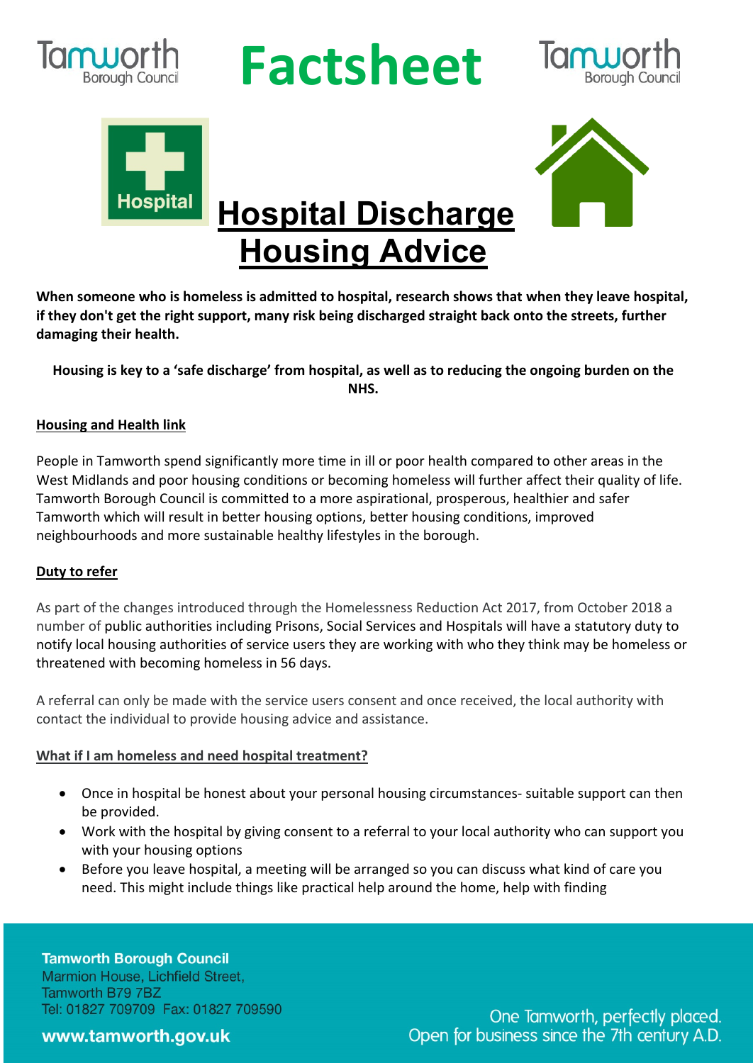# Factsheet

## Hospital Discharge Housing Advice

**When someone who is homeless is admitted to hospital, research shows that when they leave hospital, if they don't get the right support, many risk being discharged straight back onto the streets, further damaging their health.**

**Housing is key to a 'safe discharge' from hospital, as well as to reducing the ongoing burden on the NHS.**

### Housing and Health link

People in Tamworth spend significantly more time in ill or poor health compared to other areas in the West Midlands and poor housing conditions or becoming homeless will further affect their quality of life. Tamworth Borough Council is committed to a more aspirational, prosperous, healthier and safer Tamworth which will result in better housing options, better housing conditions, improved neighbourhoods and more sustainable healthy lifestyles in the borough.

### Duty to refer

As part of the changes introduced through the Homelessness Reduction Act 2017, from October 2018 a number of public authorities including Prisons, Social Services and Hospitals will have a statutory duty to notify local housing authorities of service users they are working with who they think may be homeless or threatened with becoming homeless in 56 days.

A referral can only be made with the service users consent and once received, the local authority with contact the individual to provide housing advice and assistance.

### What if I am homeless and need hospital treatment?

- Once in hospital be honest about your personal housing circumstances- suitable support can then be provided.
- Work with the hospital by giving consent to a referral to your local authority who can support you with your housing options
- Before you leave hospital, a meeting will be arranged so you can discuss what kind of care you need. This might include things like practical help around the home, help with finding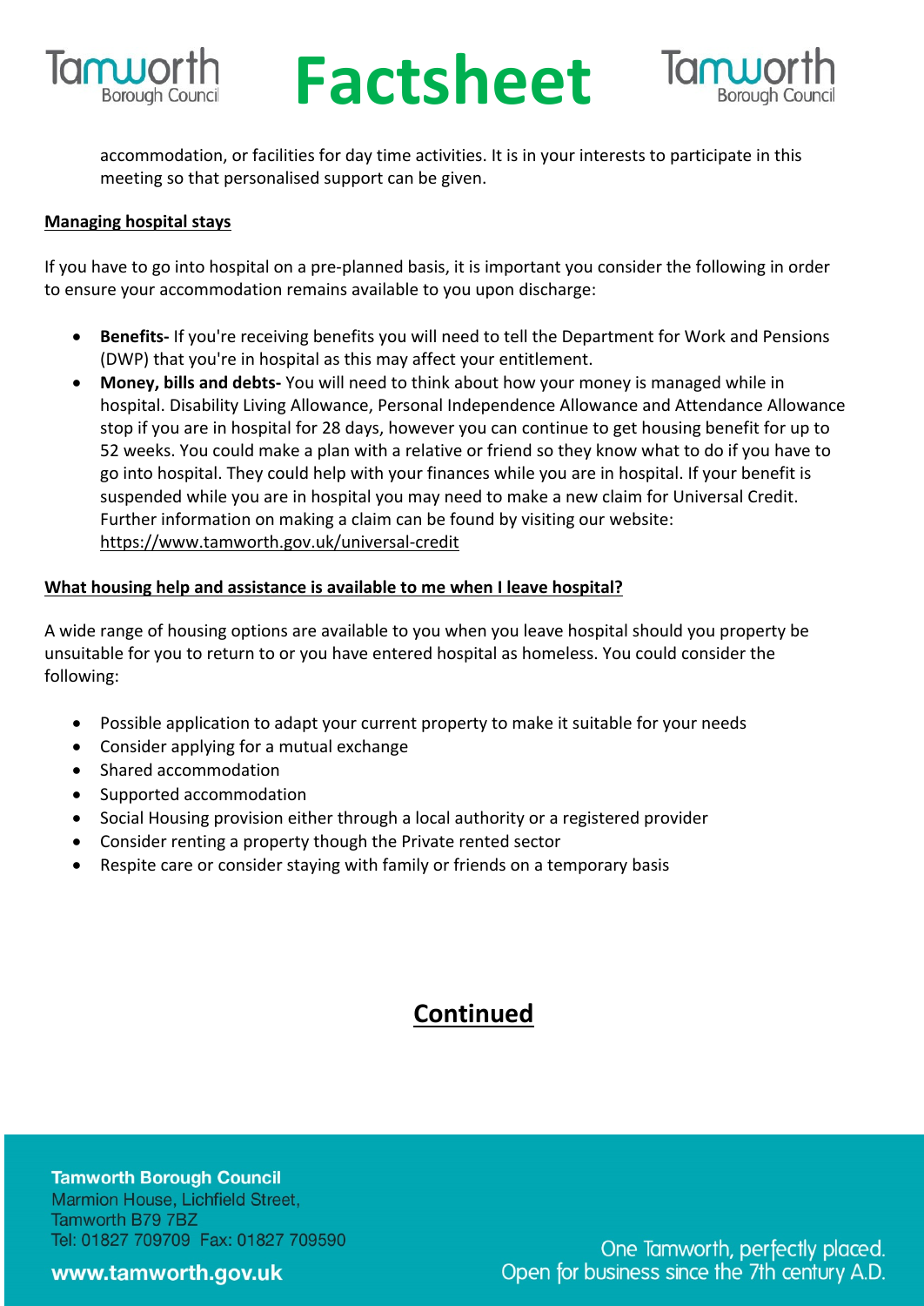accommodation, or facilities for day time activities. It is in your interests to participate in this meeting so that personalised support can be given.

**Managing hospital stays**

If you have to go into hospital on a pre-planned basis, it is important you consider the following in order to ensure your accommodation remains available to you upon discharge:

- **Benefits-** If you're receiving benefits you will need to tell the Department for Work and Pensions (DWP) that you're in hospital as this may affect your entitlement.
- **Money, bills and debts-** You will need to think about how your money is managed while in hospital. Disability Living Allowance, Personal Independence Allowance and Attendance Allowance stop if you are in hospital for 28 days, however you can continue to get housing benefit for up to 52 weeks. You could make a plan with a relative or friend so they know what to do if you have to go into hospital. They could help with your finances while you are in hospital. If your benefit is suspended while you are in hospital you may need to make a new claim for Universal Credit. Further information on making a claim can be found by visiting our website: https://www.tamworth.gov.uk/universal-credit

**What housing help and assistance is available to me when I leave hospital?**

A wide range of housing options are available to you when you leave hospital should you property be unsuitable for you to return to or you have entered hospital as homeless. You could consider the following:

- Possible application to adapt your current property to make it suitable for your needs
- Consider applying for a mutual exchange
- Shared accommodation
- Supported accommodation
- Social Housing provision either through a local authority or a registered provider
- Consider renting a property though the Private rented sector
- Respite care or consider staying with family or friends on a temporary basis

**Continued**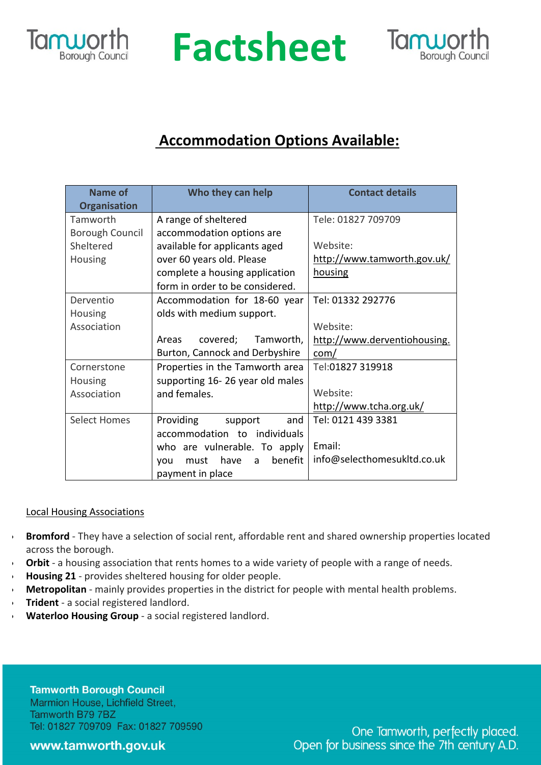# Factsheet

## Accommodation Options Available:

| Name of Organisation | Who they can help | Contact details |
|---|---|---|
| Tamworth Borough Council Sheltered Housing | A range of sheltered accommodation options are available for applicants aged over 60 years old. Please complete a housing application form in order to be considered. | Tele: 01827 709709<br><br>Website: http://www.tamworth.gov.uk/housing |
| Deventio Housing Association | Accommodation for 18-60 year olds with medium support.<br><br>Areas covered; Tamworth, Burton, Cannock and Derbyshire | Tel: 01332 292776<br><br>Website: http://www.derventiohousing.com/ |
| Cornerstone Housing Association | Properties in the Tamworth area supporting 16- 26 year old males and females. | Tel:01827 319918<br><br>Website: http://www.tcha.org.uk/ |
| Select Homes | Providing support and accommodation to individuals who are vulnerable. To apply you must have a benefit payment in place | Tel: 0121 439 3381<br><br>Email: info@selecthomesukltd.co.uk |

Local Housing Associations

- **Bromford** - They have a selection of social rent, affordable rent and shared ownership properties located across the borough.
- **Orbit** - a housing association that rents homes to a wide variety of people with a range of needs.
- **Housing 21** - provides sheltered housing for older people.
- **Metropolitan** - mainly provides properties in the district for people with mental health problems.
- **Trident** - a social registered landlord.
- **Waterloo Housing Group** - a social registered landlord.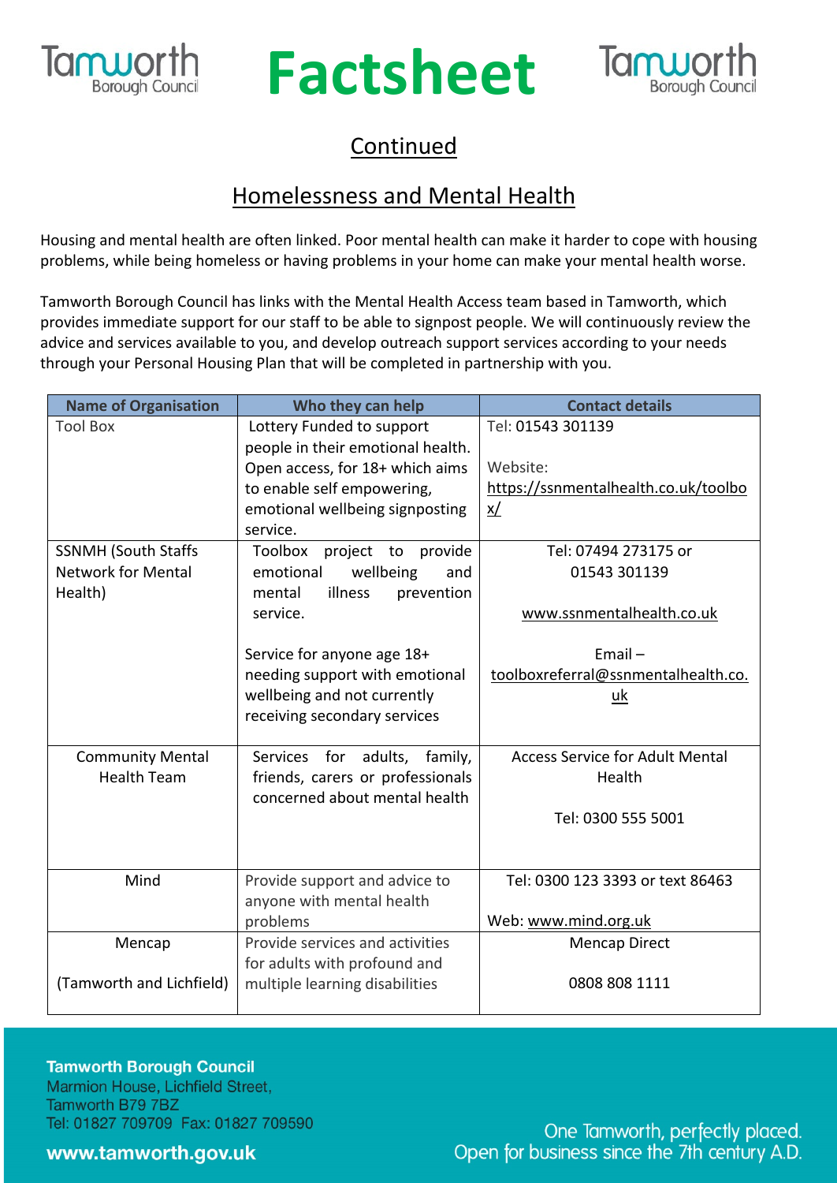# Factsheet

## Continued

## Homelessness and Mental Health

Housing and mental health are often linked. Poor mental health can make it harder to cope with housing problems, while being homeless or having problems in your home can make your mental health worse.

Tamworth Borough Council has links with the Mental Health Access team based in Tamworth, which provides immediate support for our staff to be able to signpost people. We will continuously review the advice and services available to you, and develop outreach support services according to your needs through your Personal Housing Plan that will be completed in partnership with you.

| Name of Organisation | Who they can help | Contact details |
|---|---|---|
| Tool Box | Lottery Funded to support people in their emotional health. Open access, for 18+ which aims to enable self empowering, emotional wellbeing signposting service. | Tel: 01543 301139<br><br>Website: https://ssnmentalhealth.co.uk/toolbox/ |
| SSNMH (South Staffs Network for Mental Health) | Toolbox project to provide emotional wellbeing and mental illness prevention service.<br><br>Service for anyone age 18+ needing support with emotional wellbeing and not currently receiving secondary services | Tel: 07494 273175 or 01543 301139<br><br>www.ssnmentalhealth.co.uk<br><br>Email – toolboxreferral@ssnmentalhealth.co.uk |
| Community Mental Health Team | Services for adults, family, friends, carers or professionals concerned about mental health | Access Service for Adult Mental Health<br><br>Tel: 0300 555 5001 |
| Mind | Provide support and advice to anyone with mental health problems | Tel: 0300 123 3393 or text 86463<br><br>Web: www.mind.org.uk |
| Mencap<br><br>(Tamworth and Lichfield) | Provide services and activities for adults with profound and multiple learning disabilities | Mencap Direct<br><br>0808 808 1111 |

**Tamworth Borough Council**
Marmion House, Lichfield Street,
Tamworth B79 7BZ
Tel: 01827 709709 Fax: 01827 709590

**www.tamworth.gov.uk**

One Tamworth, perfectly placed.
Open for business since the 7th century A.D.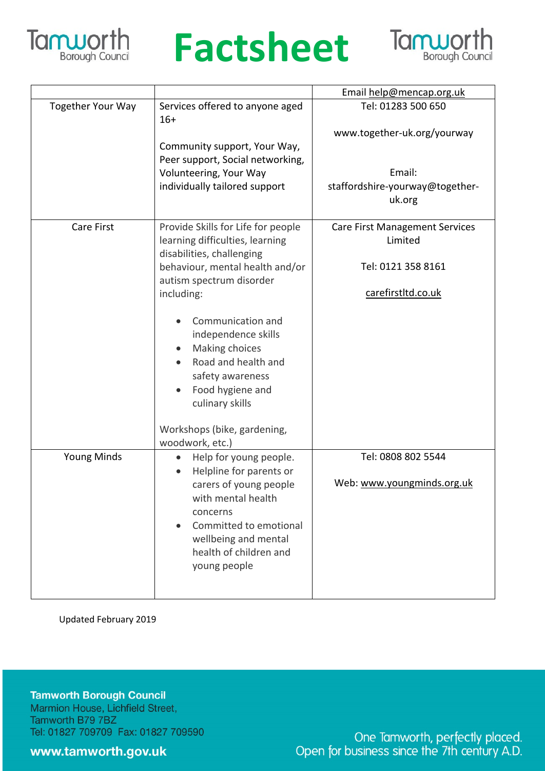| | | |
|---|---|---|
| | | Email help@mencap.org.uk |
| Together Your Way | Services offered to anyone aged 16+<br><br>Community support, Your Way, Peer support, Social networking, Volunteering, Your Way individually tailored support | Tel: 01283 500 650<br><br>www.together-uk.org/yourway<br><br>Email: staffordshire-yourway@together-uk.org |
| Care First | Provide Skills for Life for people learning difficulties, learning disabilities, challenging behaviour, mental health and/or autism spectrum disorder including:<br><br>• Communication and independence skills<br>• Making choices<br>• Road and health and safety awareness<br>• Food hygiene and culinary skills<br><br>Workshops (bike, gardening, woodwork, etc.) | Care First Management Services Limited<br><br>Tel: 0121 358 8161<br><br>carefirstltd.co.uk |
| Young Minds | • Help for young people.<br>• Helpline for parents or carers of young people with mental health concerns<br>• Committed to emotional wellbeing and mental health of children and young people | Tel: 0808 802 5544<br><br>Web: www.youngminds.org.uk |

Updated February 2019